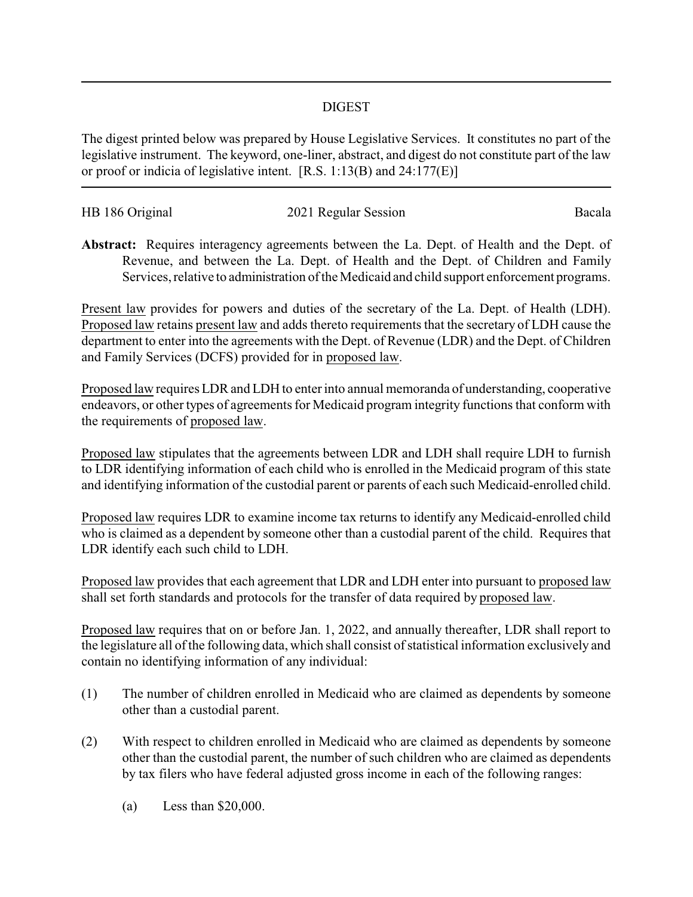## DIGEST

The digest printed below was prepared by House Legislative Services. It constitutes no part of the legislative instrument. The keyword, one-liner, abstract, and digest do not constitute part of the law or proof or indicia of legislative intent. [R.S. 1:13(B) and 24:177(E)]

HB 186 Original | 2021 Regular Session | Bacala

**Abstract:** Requires interagency agreements between the La. Dept. of Health and the Dept. of Revenue, and between the La. Dept. of Health and the Dept. of Children and Family Services, relative to administration of the Medicaid and child support enforcement programs.

Present law provides for powers and duties of the secretary of the La. Dept. of Health (LDH). Proposed law retains present law and adds thereto requirements that the secretary of LDH cause the department to enter into the agreements with the Dept. of Revenue (LDR) and the Dept. of Children and Family Services (DCFS) provided for in proposed law.

Proposed law requires LDR and LDH to enter into annual memoranda of understanding, cooperative endeavors, or other types of agreements for Medicaid program integrity functions that conform with the requirements of proposed law.

Proposed law stipulates that the agreements between LDR and LDH shall require LDH to furnish to LDR identifying information of each child who is enrolled in the Medicaid program of this state and identifying information of the custodial parent or parents of each such Medicaid-enrolled child.

Proposed law requires LDR to examine income tax returns to identify any Medicaid-enrolled child who is claimed as a dependent by someone other than a custodial parent of the child. Requires that LDR identify each such child to LDH.

Proposed law provides that each agreement that LDR and LDH enter into pursuant to proposed law shall set forth standards and protocols for the transfer of data required by proposed law.

Proposed law requires that on or before Jan. 1, 2022, and annually thereafter, LDR shall report to the legislature all of the following data, which shall consist of statistical information exclusively and contain no identifying information of any individual:

(1) The number of children enrolled in Medicaid who are claimed as dependents by someone other than a custodial parent.

(2) With respect to children enrolled in Medicaid who are claimed as dependents by someone other than the custodial parent, the number of such children who are claimed as dependents by tax filers who have federal adjusted gross income in each of the following ranges:

   (a) Less than $20,000.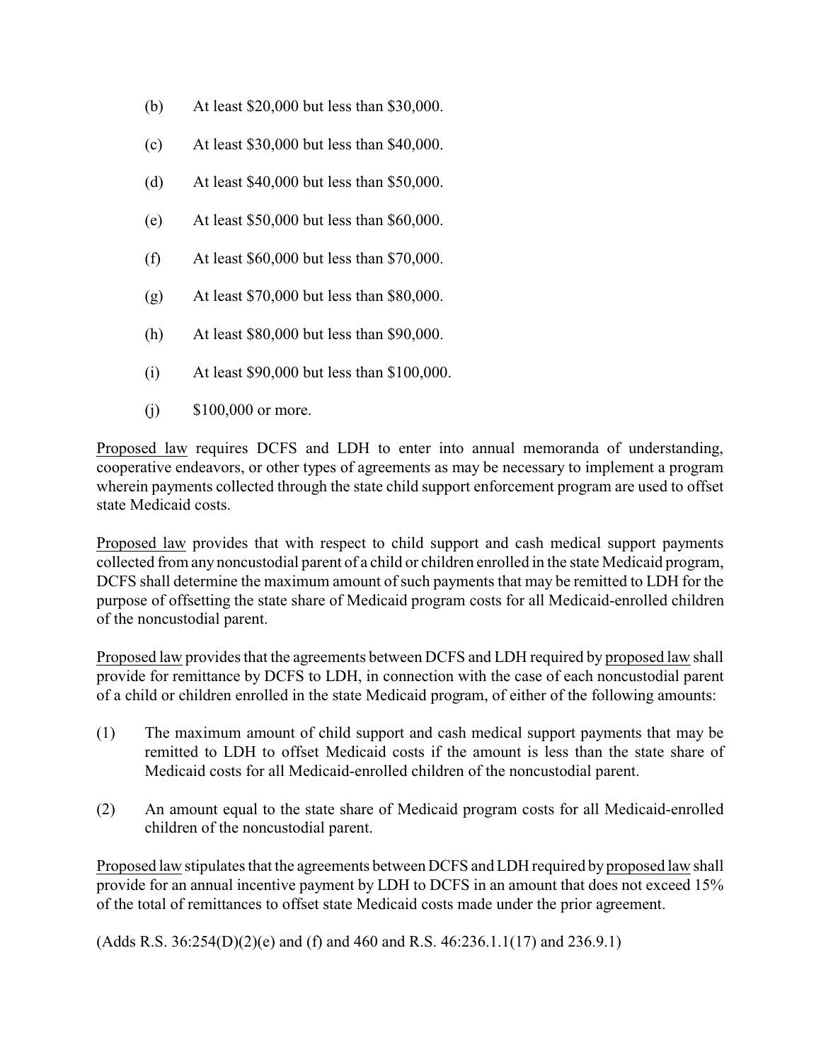(b) At least $20,000 but less than $30,000.

(c) At least $30,000 but less than $40,000.

(d) At least $40,000 but less than $50,000.

(e) At least $50,000 but less than $60,000.

(f) At least $60,000 but less than $70,000.

(g) At least $70,000 but less than $80,000.

(h) At least $80,000 but less than $90,000.

(i) At least $90,000 but less than $100,000.

(j) $100,000 or more.

Proposed law requires DCFS and LDH to enter into annual memoranda of understanding, cooperative endeavors, or other types of agreements as may be necessary to implement a program wherein payments collected through the state child support enforcement program are used to offset state Medicaid costs.

Proposed law provides that with respect to child support and cash medical support payments collected from any noncustodial parent of a child or children enrolled in the state Medicaid program, DCFS shall determine the maximum amount of such payments that may be remitted to LDH for the purpose of offsetting the state share of Medicaid program costs for all Medicaid-enrolled children of the noncustodial parent.

Proposed law provides that the agreements between DCFS and LDH required by proposed law shall provide for remittance by DCFS to LDH, in connection with the case of each noncustodial parent of a child or children enrolled in the state Medicaid program, of either of the following amounts:

(1) The maximum amount of child support and cash medical support payments that may be remitted to LDH to offset Medicaid costs if the amount is less than the state share of Medicaid costs for all Medicaid-enrolled children of the noncustodial parent.

(2) An amount equal to the state share of Medicaid program costs for all Medicaid-enrolled children of the noncustodial parent.

Proposed law stipulates that the agreements between DCFS and LDH required by proposed law shall provide for an annual incentive payment by LDH to DCFS in an amount that does not exceed 15% of the total of remittances to offset state Medicaid costs made under the prior agreement.

(Adds R.S. 36:254(D)(2)(e) and (f) and 460 and R.S. 46:236.1.1(17) and 236.9.1)